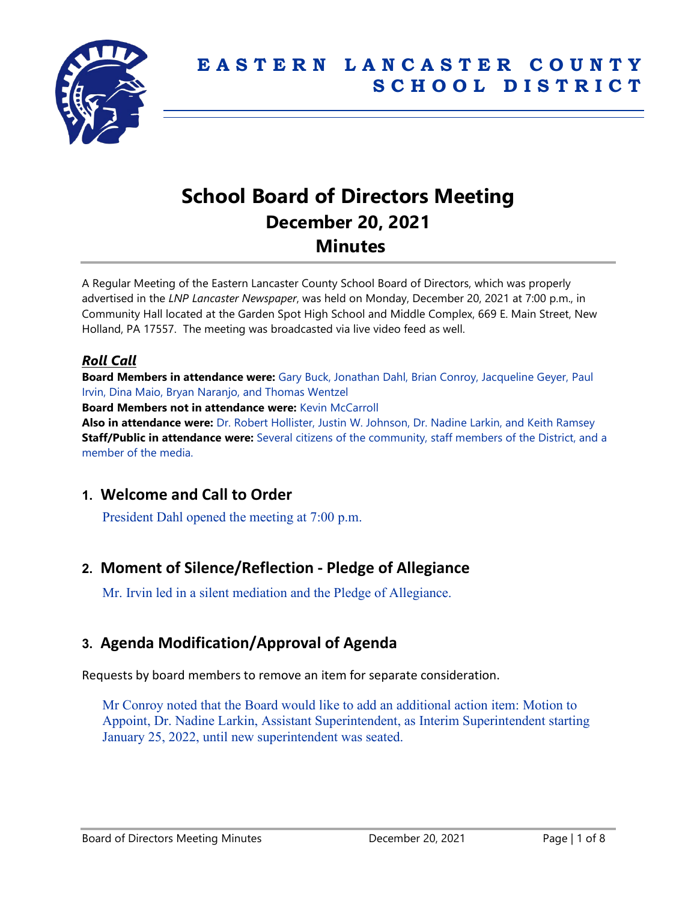# EASTERN LANCASTER COUNTY SCHOOL DISTRICT

# School Board of Directors Meeting
## December 20, 2021
## Minutes

A Regular Meeting of the Eastern Lancaster County School Board of Directors, which was properly advertised in the *LNP Lancaster Newspaper*, was held on Monday, December 20, 2021 at 7:00 p.m., in Community Hall located at the Garden Spot High School and Middle Complex, 669 E. Main Street, New Holland, PA 17557. The meeting was broadcasted via live video feed as well.

### *Roll Call*

**Board Members in attendance were:** Gary Buck, Jonathan Dahl, Brian Conroy, Jacqueline Geyer, Paul Irvin, Dina Maio, Bryan Naranjo, and Thomas Wentzel

**Board Members not in attendance were:** Kevin McCarroll

**Also in attendance were:** Dr. Robert Hollister, Justin W. Johnson, Dr. Nadine Larkin, and Keith Ramsey

**Staff/Public in attendance were:** Several citizens of the community, staff members of the District, and a member of the media.

## 1. Welcome and Call to Order

President Dahl opened the meeting at 7:00 p.m.

## 2. Moment of Silence/Reflection - Pledge of Allegiance

Mr. Irvin led in a silent mediation and the Pledge of Allegiance.

## 3. Agenda Modification/Approval of Agenda

Requests by board members to remove an item for separate consideration.

Mr Conroy noted that the Board would like to add an additional action item: Motion to Appoint, Dr. Nadine Larkin, Assistant Superintendent, as Interim Superintendent starting January 25, 2022, until new superintendent was seated.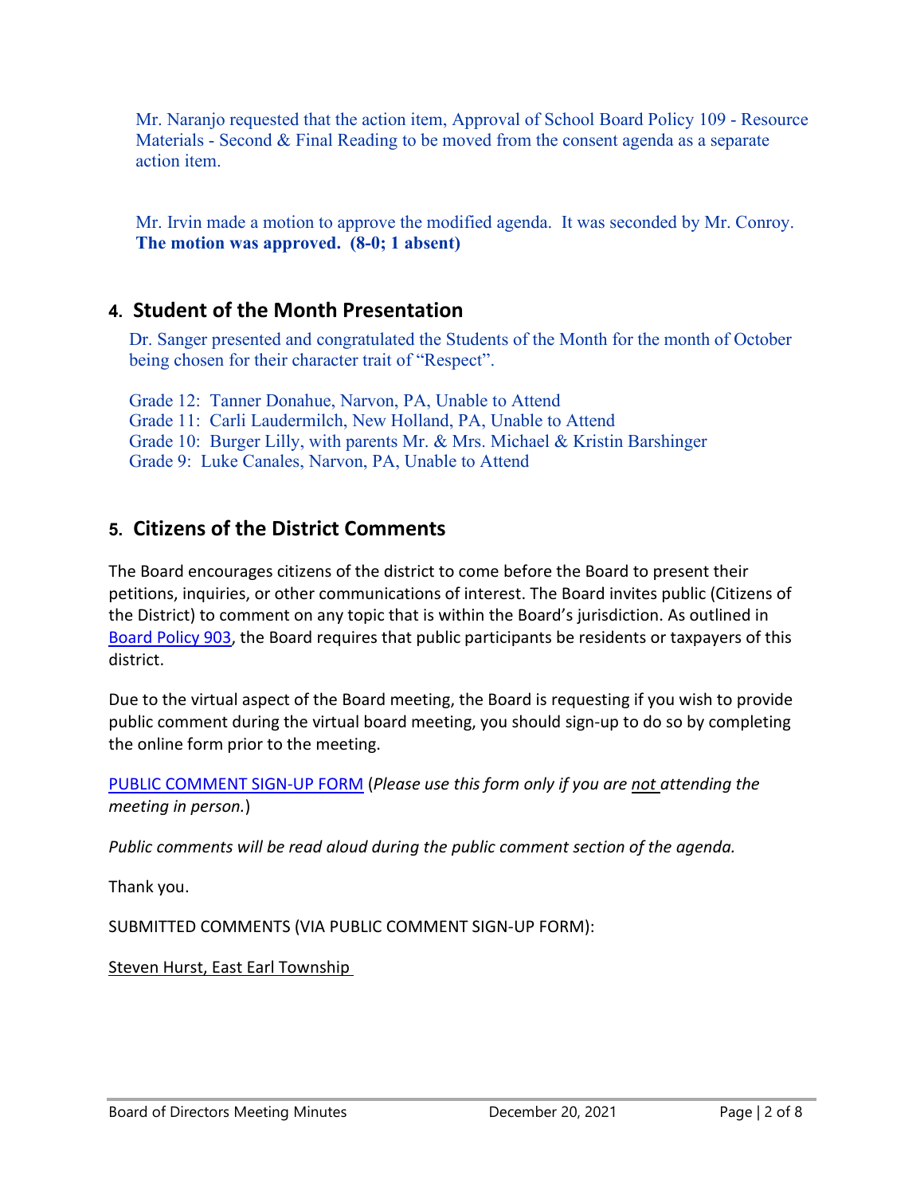Mr. Naranjo requested that the action item, Approval of School Board Policy 109 - Resource Materials - Second & Final Reading to be moved from the consent agenda as a separate action item.

Mr. Irvin made a motion to approve the modified agenda. It was seconded by Mr. Conroy. **The motion was approved. (8-0; 1 absent)**

## 4. Student of the Month Presentation

Dr. Sanger presented and congratulated the Students of the Month for the month of October being chosen for their character trait of "Respect".

Grade 12: Tanner Donahue, Narvon, PA, Unable to Attend
Grade 11: Carli Laudermilch, New Holland, PA, Unable to Attend
Grade 10: Burger Lilly, with parents Mr. & Mrs. Michael & Kristin Barshinger
Grade 9: Luke Canales, Narvon, PA, Unable to Attend

## 5. Citizens of the District Comments

The Board encourages citizens of the district to come before the Board to present their petitions, inquiries, or other communications of interest. The Board invites public (Citizens of the District) to comment on any topic that is within the Board's jurisdiction. As outlined in Board Policy 903, the Board requires that public participants be residents or taxpayers of this district.

Due to the virtual aspect of the Board meeting, the Board is requesting if you wish to provide public comment during the virtual board meeting, you should sign-up to do so by completing the online form prior to the meeting.

PUBLIC COMMENT SIGN-UP FORM (*Please use this form only if you are not attending the meeting in person.*)

*Public comments will be read aloud during the public comment section of the agenda.*

Thank you.

SUBMITTED COMMENTS (VIA PUBLIC COMMENT SIGN-UP FORM):

Steven Hurst, East Earl Township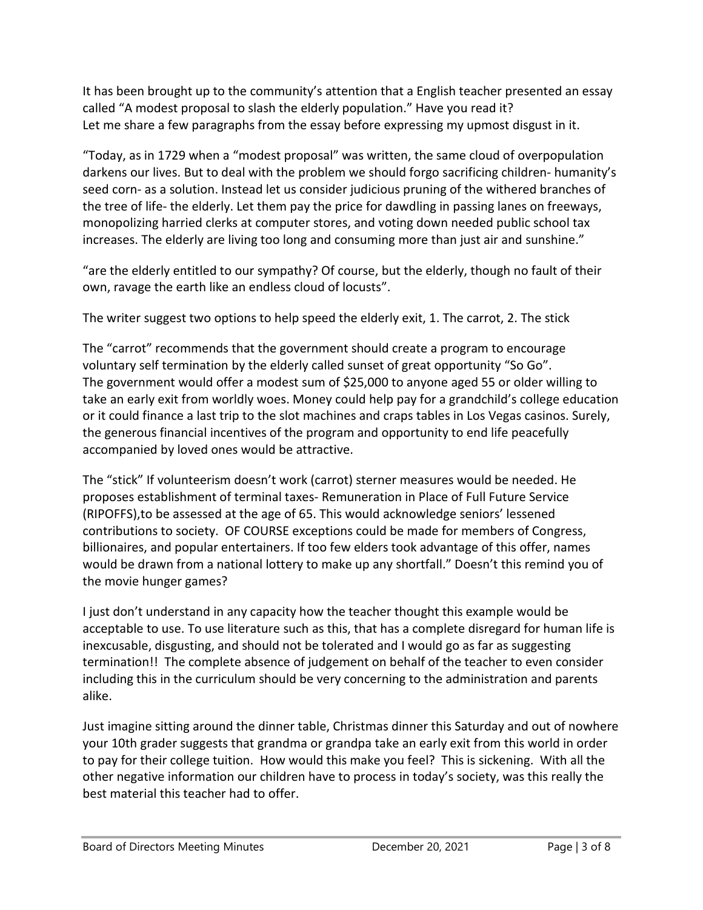It has been brought up to the community's attention that a English teacher presented an essay called "A modest proposal to slash the elderly population." Have you read it?
Let me share a few paragraphs from the essay before expressing my upmost disgust in it.

"Today, as in 1729 when a "modest proposal" was written, the same cloud of overpopulation darkens our lives. But to deal with the problem we should forgo sacrificing children- humanity's seed corn- as a solution. Instead let us consider judicious pruning of the withered branches of the tree of life- the elderly. Let them pay the price for dawdling in passing lanes on freeways, monopolizing harried clerks at computer stores, and voting down needed public school tax increases. The elderly are living too long and consuming more than just air and sunshine."

"are the elderly entitled to our sympathy? Of course, but the elderly, though no fault of their own, ravage the earth like an endless cloud of locusts".

The writer suggest two options to help speed the elderly exit, 1. The carrot, 2. The stick

The "carrot" recommends that the government should create a program to encourage voluntary self termination by the elderly called sunset of great opportunity "So Go".
The government would offer a modest sum of $25,000 to anyone aged 55 or older willing to take an early exit from worldly woes. Money could help pay for a grandchild's college education or it could finance a last trip to the slot machines and craps tables in Los Vegas casinos. Surely, the generous financial incentives of the program and opportunity to end life peacefully accompanied by loved ones would be attractive.

The "stick" If volunteerism doesn't work (carrot) sterner measures would be needed. He proposes establishment of terminal taxes- Remuneration in Place of Full Future Service (RIPOFFS),to be assessed at the age of 65. This would acknowledge seniors' lessened contributions to society. OF COURSE exceptions could be made for members of Congress, billionaires, and popular entertainers. If too few elders took advantage of this offer, names would be drawn from a national lottery to make up any shortfall." Doesn't this remind you of the movie hunger games?

I just don't understand in any capacity how the teacher thought this example would be acceptable to use. To use literature such as this, that has a complete disregard for human life is inexcusable, disgusting, and should not be tolerated and I would go as far as suggesting termination!! The complete absence of judgement on behalf of the teacher to even consider including this in the curriculum should be very concerning to the administration and parents alike.

Just imagine sitting around the dinner table, Christmas dinner this Saturday and out of nowhere your 10th grader suggests that grandma or grandpa take an early exit from this world in order to pay for their college tuition. How would this make you feel? This is sickening. With all the other negative information our children have to process in today's society, was this really the best material this teacher had to offer.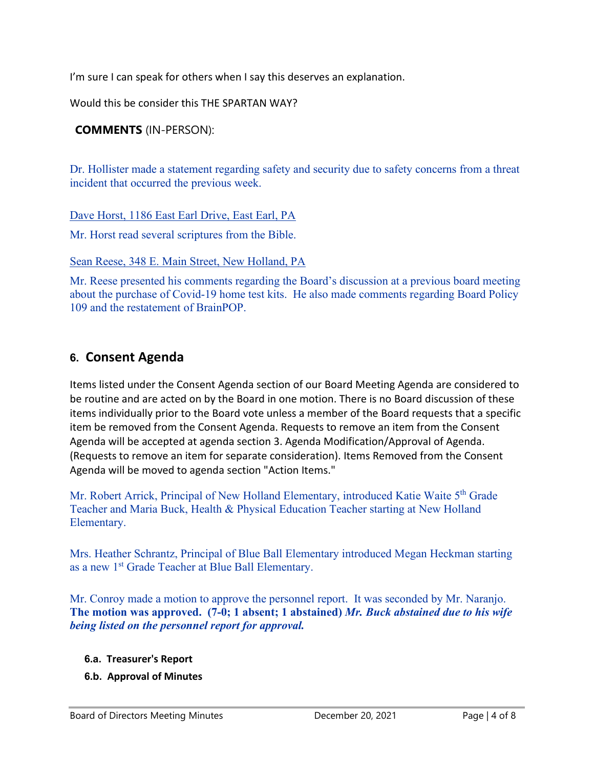I'm sure I can speak for others when I say this deserves an explanation.

Would this be consider this THE SPARTAN WAY?

**COMMENTS** (IN-PERSON):

Dr. Hollister made a statement regarding safety and security due to safety concerns from a threat incident that occurred the previous week.

Dave Horst, 1186 East Earl Drive, East Earl, PA

Mr. Horst read several scriptures from the Bible.

Sean Reese, 348 E. Main Street, New Holland, PA

Mr. Reese presented his comments regarding the Board's discussion at a previous board meeting about the purchase of Covid-19 home test kits. He also made comments regarding Board Policy 109 and the restatement of BrainPOP.

## 6. Consent Agenda

Items listed under the Consent Agenda section of our Board Meeting Agenda are considered to be routine and are acted on by the Board in one motion. There is no Board discussion of these items individually prior to the Board vote unless a member of the Board requests that a specific item be removed from the Consent Agenda. Requests to remove an item from the Consent Agenda will be accepted at agenda section 3. Agenda Modification/Approval of Agenda. (Requests to remove an item for separate consideration). Items Removed from the Consent Agenda will be moved to agenda section "Action Items."

Mr. Robert Arrick, Principal of New Holland Elementary, introduced Katie Waite 5th Grade Teacher and Maria Buck, Health & Physical Education Teacher starting at New Holland Elementary.

Mrs. Heather Schrantz, Principal of Blue Ball Elementary introduced Megan Heckman starting as a new 1st Grade Teacher at Blue Ball Elementary.

Mr. Conroy made a motion to approve the personnel report. It was seconded by Mr. Naranjo. **The motion was approved. (7-0; 1 absent; 1 abstained)** ***Mr. Buck abstained due to his wife being listed on the personnel report for approval.***

**6.a. Treasurer's Report**

**6.b. Approval of Minutes**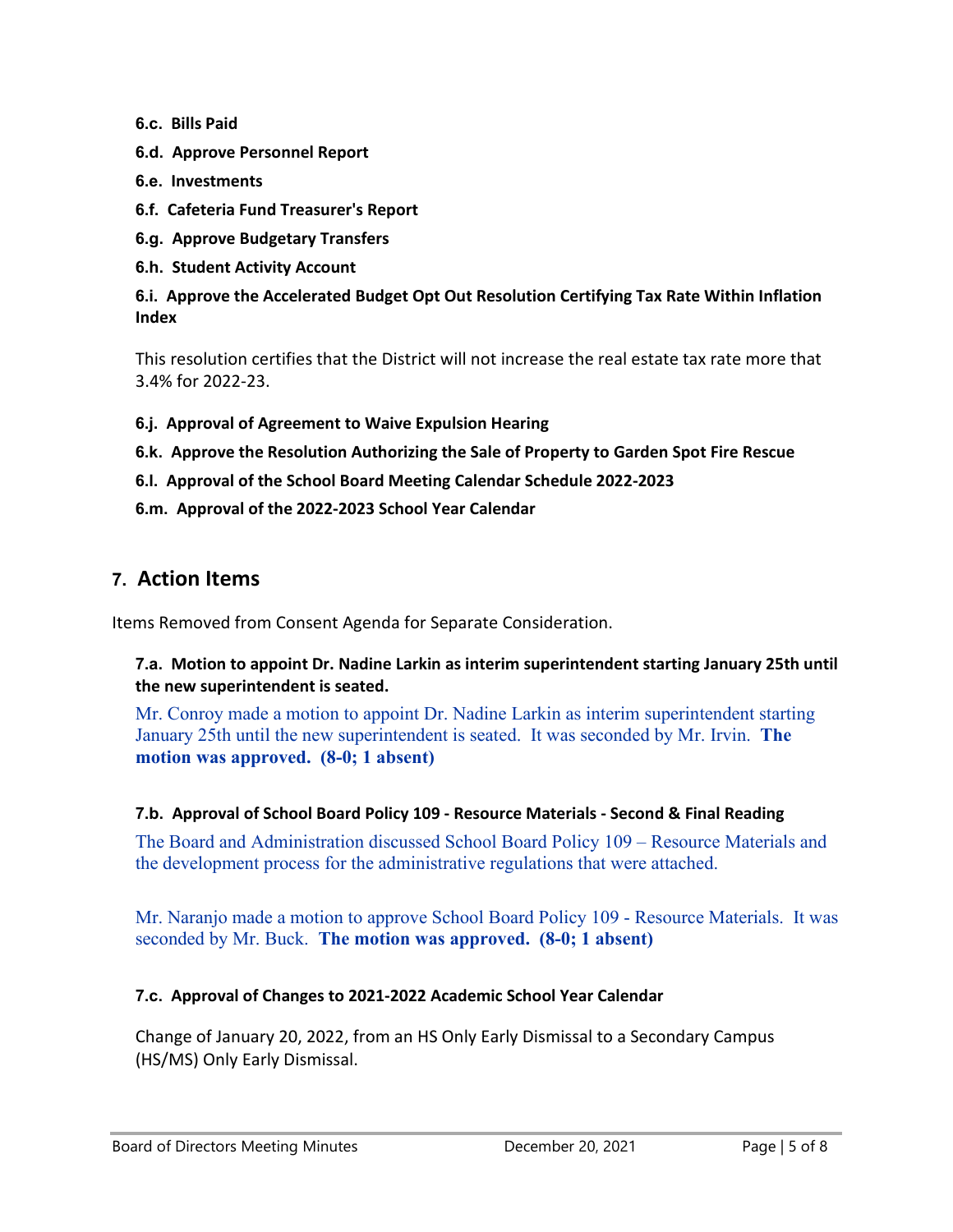**6.c. Bills Paid**

**6.d. Approve Personnel Report**

**6.e. Investments**

**6.f. Cafeteria Fund Treasurer's Report**

**6.g. Approve Budgetary Transfers**

**6.h. Student Activity Account**

**6.i. Approve the Accelerated Budget Opt Out Resolution Certifying Tax Rate Within Inflation Index**

This resolution certifies that the District will not increase the real estate tax rate more that 3.4% for 2022-23.

**6.j. Approval of Agreement to Waive Expulsion Hearing**

**6.k. Approve the Resolution Authorizing the Sale of Property to Garden Spot Fire Rescue**

**6.l. Approval of the School Board Meeting Calendar Schedule 2022-2023**

**6.m. Approval of the 2022-2023 School Year Calendar**

## 7. Action Items

Items Removed from Consent Agenda for Separate Consideration.

**7.a. Motion to appoint Dr. Nadine Larkin as interim superintendent starting January 25th until the new superintendent is seated.**

Mr. Conroy made a motion to appoint Dr. Nadine Larkin as interim superintendent starting January 25th until the new superintendent is seated. It was seconded by Mr. Irvin. **The motion was approved. (8-0; 1 absent)**

**7.b. Approval of School Board Policy 109 - Resource Materials - Second & Final Reading**

The Board and Administration discussed School Board Policy 109 – Resource Materials and the development process for the administrative regulations that were attached.

Mr. Naranjo made a motion to approve School Board Policy 109 - Resource Materials. It was seconded by Mr. Buck. **The motion was approved. (8-0; 1 absent)**

**7.c. Approval of Changes to 2021-2022 Academic School Year Calendar**

Change of January 20, 2022, from an HS Only Early Dismissal to a Secondary Campus (HS/MS) Only Early Dismissal.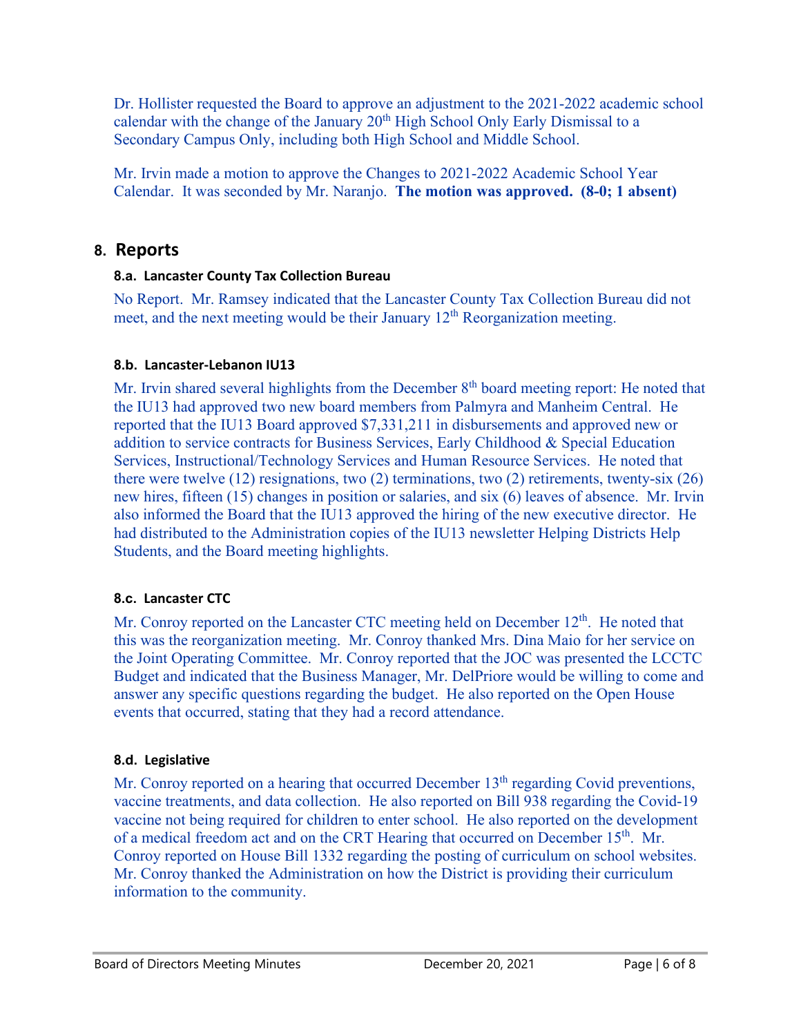Dr. Hollister requested the Board to approve an adjustment to the 2021-2022 academic school calendar with the change of the January 20th High School Only Early Dismissal to a Secondary Campus Only, including both High School and Middle School.

Mr. Irvin made a motion to approve the Changes to 2021-2022 Academic School Year Calendar. It was seconded by Mr. Naranjo. **The motion was approved. (8-0; 1 absent)**

## 8. Reports

### 8.a. Lancaster County Tax Collection Bureau

No Report. Mr. Ramsey indicated that the Lancaster County Tax Collection Bureau did not meet, and the next meeting would be their January 12th Reorganization meeting.

### 8.b. Lancaster-Lebanon IU13

Mr. Irvin shared several highlights from the December 8th board meeting report: He noted that the IU13 had approved two new board members from Palmyra and Manheim Central. He reported that the IU13 Board approved $7,331,211 in disbursements and approved new or addition to service contracts for Business Services, Early Childhood & Special Education Services, Instructional/Technology Services and Human Resource Services. He noted that there were twelve (12) resignations, two (2) terminations, two (2) retirements, twenty-six (26) new hires, fifteen (15) changes in position or salaries, and six (6) leaves of absence. Mr. Irvin also informed the Board that the IU13 approved the hiring of the new executive director. He had distributed to the Administration copies of the IU13 newsletter Helping Districts Help Students, and the Board meeting highlights.

### 8.c. Lancaster CTC

Mr. Conroy reported on the Lancaster CTC meeting held on December 12th. He noted that this was the reorganization meeting. Mr. Conroy thanked Mrs. Dina Maio for her service on the Joint Operating Committee. Mr. Conroy reported that the JOC was presented the LCCTC Budget and indicated that the Business Manager, Mr. DelPriore would be willing to come and answer any specific questions regarding the budget. He also reported on the Open House events that occurred, stating that they had a record attendance.

### 8.d. Legislative

Mr. Conroy reported on a hearing that occurred December 13th regarding Covid preventions, vaccine treatments, and data collection. He also reported on Bill 938 regarding the Covid-19 vaccine not being required for children to enter school. He also reported on the development of a medical freedom act and on the CRT Hearing that occurred on December 15th. Mr. Conroy reported on House Bill 1332 regarding the posting of curriculum on school websites. Mr. Conroy thanked the Administration on how the District is providing their curriculum information to the community.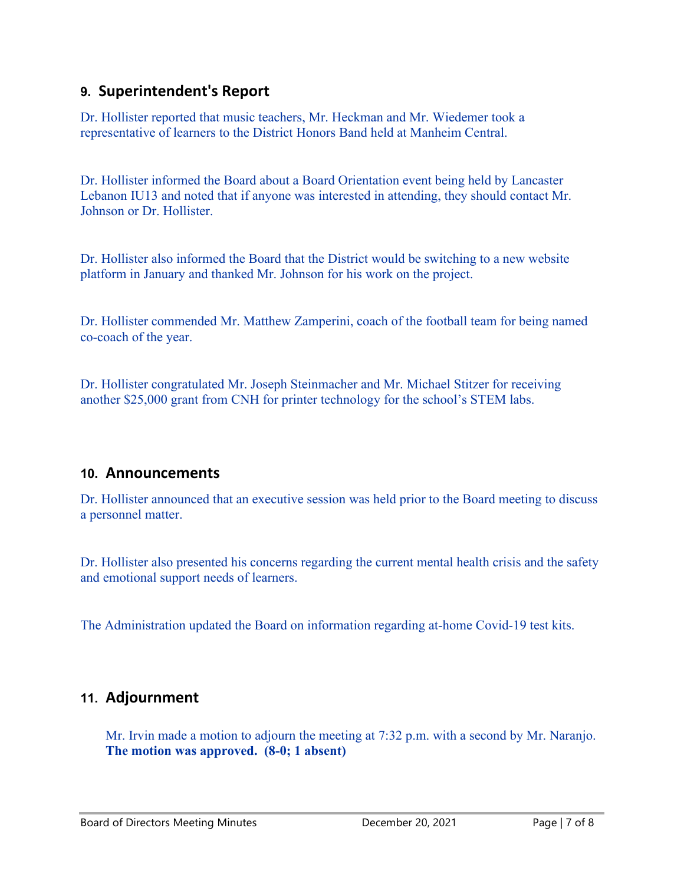## 9. Superintendent's Report

Dr. Hollister reported that music teachers, Mr. Heckman and Mr. Wiedemer took a representative of learners to the District Honors Band held at Manheim Central.

Dr. Hollister informed the Board about a Board Orientation event being held by Lancaster Lebanon IU13 and noted that if anyone was interested in attending, they should contact Mr. Johnson or Dr. Hollister.

Dr. Hollister also informed the Board that the District would be switching to a new website platform in January and thanked Mr. Johnson for his work on the project.

Dr. Hollister commended Mr. Matthew Zamperini, coach of the football team for being named co-coach of the year.

Dr. Hollister congratulated Mr. Joseph Steinmacher and Mr. Michael Stitzer for receiving another $25,000 grant from CNH for printer technology for the school's STEM labs.

## 10. Announcements

Dr. Hollister announced that an executive session was held prior to the Board meeting to discuss a personnel matter.

Dr. Hollister also presented his concerns regarding the current mental health crisis and the safety and emotional support needs of learners.

The Administration updated the Board on information regarding at-home Covid-19 test kits.

## 11. Adjournment

Mr. Irvin made a motion to adjourn the meeting at 7:32 p.m. with a second by Mr. Naranjo. **The motion was approved. (8-0; 1 absent)**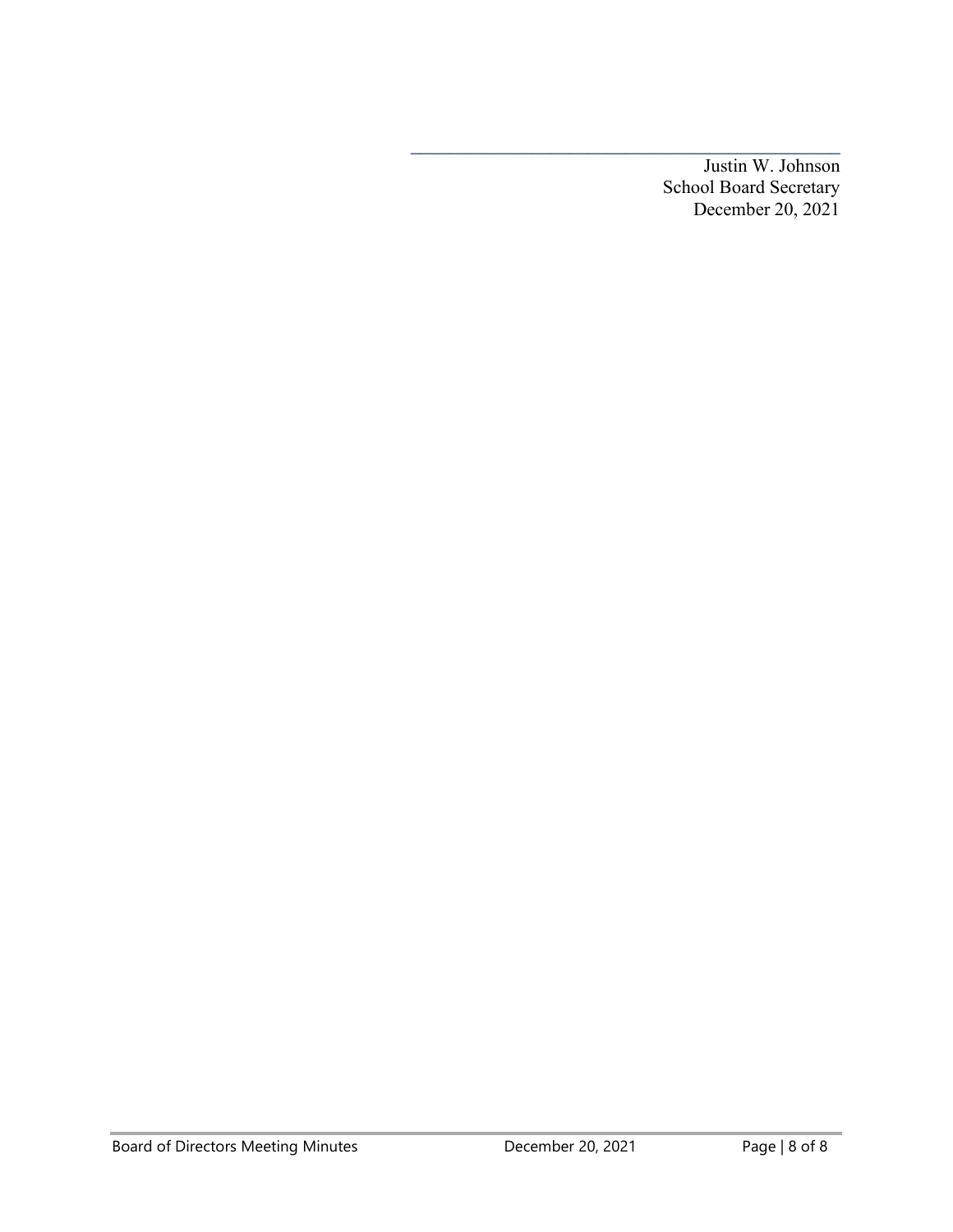\_\_\_\_\_\_\_\_\_\_\_\_\_\_\_\_\_\_\_\_\_\_\_\_\_\_\_\_\_\_\_\_\_\_\_\_\_\_\_\_

Justin W. Johnson
School Board Secretary
December 20, 2021